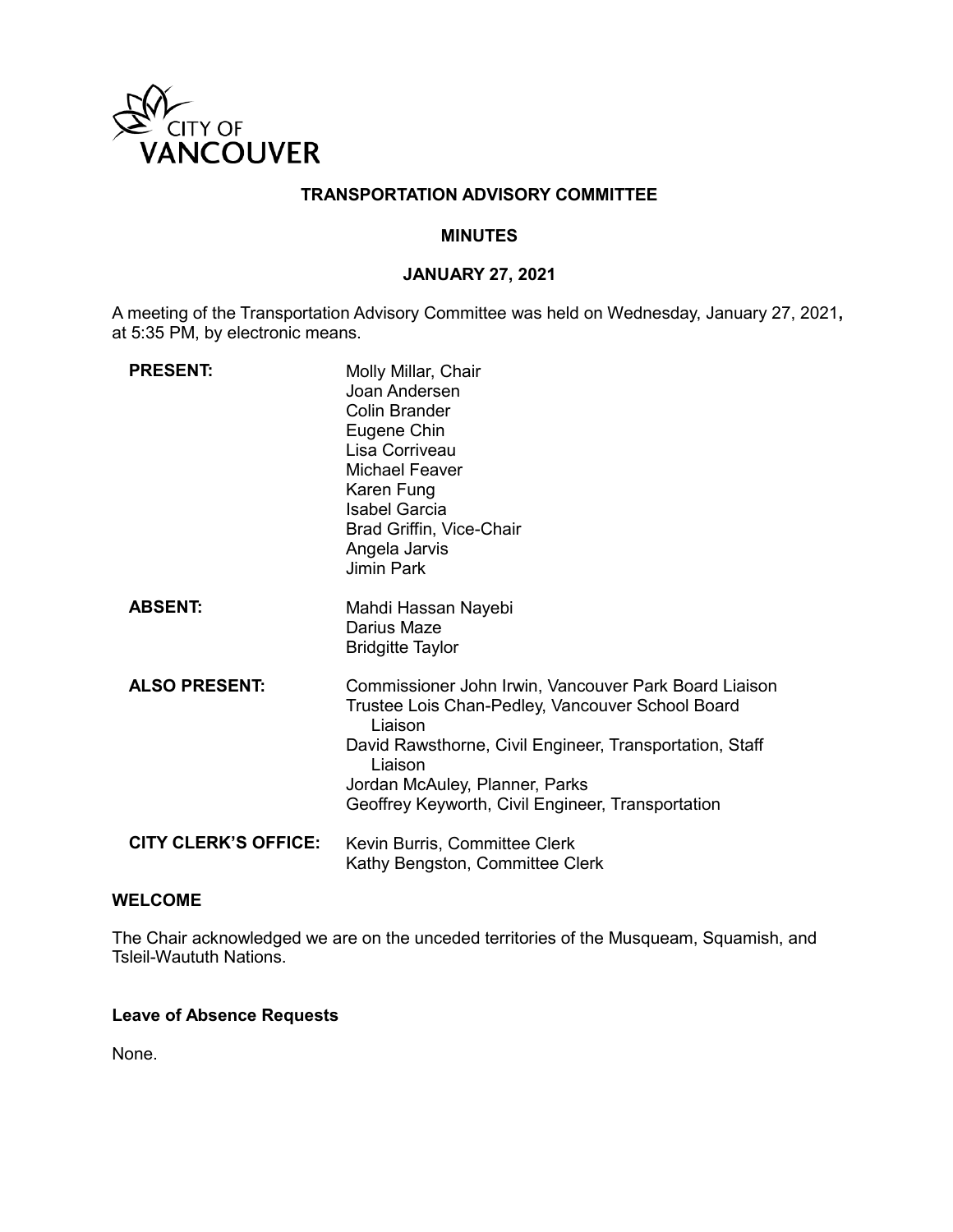CITY OF VANCOUVER

# TRANSPORTATION ADVISORY COMMITTEE

## MINUTES

## JANUARY 27, 2021

A meeting of the Transportation Advisory Committee was held on Wednesday, January 27, 2021**,** at 5:35 PM, by electronic means.

| | |
|---|---|
| **PRESENT:** | Molly Millar, Chair<br>Joan Andersen<br>Colin Brander<br>Eugene Chin<br>Lisa Corriveau<br>Michael Feaver<br>Karen Fung<br>Isabel Garcia<br>Brad Griffin, Vice-Chair<br>Angela Jarvis<br>Jimin Park |
| **ABSENT:** | Mahdi Hassan Nayebi<br>Darius Maze<br>Bridgitte Taylor |
| **ALSO PRESENT:** | Commissioner John Irwin, Vancouver Park Board Liaison<br>Trustee Lois Chan-Pedley, Vancouver School Board Liaison<br>David Rawsthorne, Civil Engineer, Transportation, Staff Liaison<br>Jordan McAuley, Planner, Parks<br>Geoffrey Keyworth, Civil Engineer, Transportation |
| **CITY CLERK'S OFFICE:** | Kevin Burris, Committee Clerk<br>Kathy Bengston, Committee Clerk |

### WELCOME

The Chair acknowledged we are on the unceded territories of the Musqueam, Squamish, and Tsleil-Waututh Nations.

### Leave of Absence Requests

None.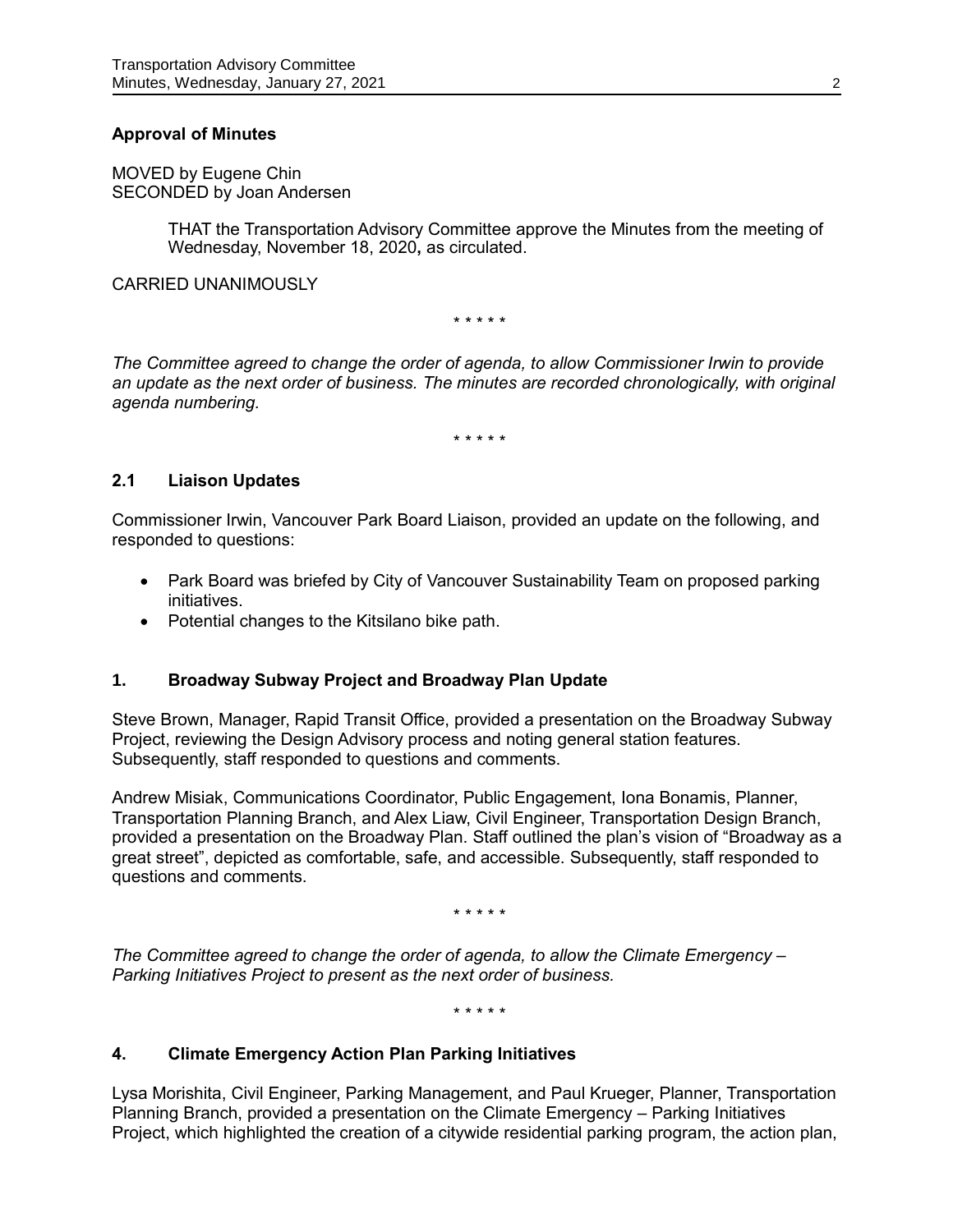## Approval of Minutes

MOVED by Eugene Chin
SECONDED by Joan Andersen

> THAT the Transportation Advisory Committee approve the Minutes from the meeting of Wednesday, November 18, 2020**,** as circulated.

CARRIED UNANIMOUSLY

\* \* \* \* \*

*The Committee agreed to change the order of agenda, to allow Commissioner Irwin to provide an update as the next order of business. The minutes are recorded chronologically, with original agenda numbering.*

\* \* \* \* \*

## 2.1 Liaison Updates

Commissioner Irwin, Vancouver Park Board Liaison, provided an update on the following, and responded to questions:

- Park Board was briefed by City of Vancouver Sustainability Team on proposed parking initiatives.
- Potential changes to the Kitsilano bike path.

## 1. Broadway Subway Project and Broadway Plan Update

Steve Brown, Manager, Rapid Transit Office, provided a presentation on the Broadway Subway Project, reviewing the Design Advisory process and noting general station features. Subsequently, staff responded to questions and comments.

Andrew Misiak, Communications Coordinator, Public Engagement, Iona Bonamis, Planner, Transportation Planning Branch, and Alex Liaw, Civil Engineer, Transportation Design Branch, provided a presentation on the Broadway Plan. Staff outlined the plan's vision of "Broadway as a great street", depicted as comfortable, safe, and accessible. Subsequently, staff responded to questions and comments.

\* \* \* \* \*

*The Committee agreed to change the order of agenda, to allow the Climate Emergency – Parking Initiatives Project to present as the next order of business.*

\* \* \* \* \*

## 4. Climate Emergency Action Plan Parking Initiatives

Lysa Morishita, Civil Engineer, Parking Management, and Paul Krueger, Planner, Transportation Planning Branch, provided a presentation on the Climate Emergency – Parking Initiatives Project, which highlighted the creation of a citywide residential parking program, the action plan,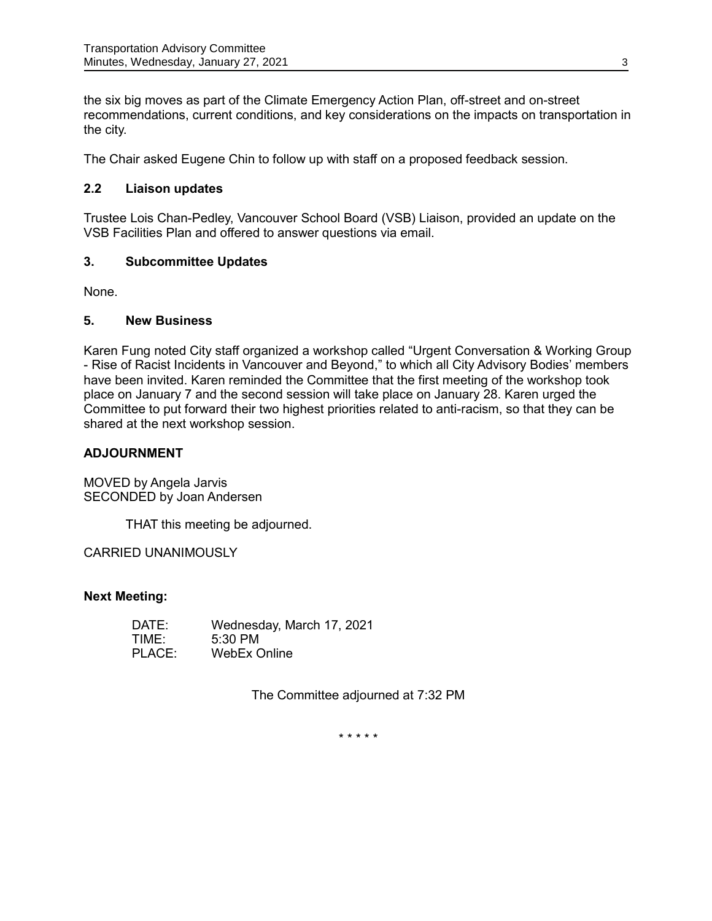the six big moves as part of the Climate Emergency Action Plan, off-street and on-street recommendations, current conditions, and key considerations on the impacts on transportation in the city.

The Chair asked Eugene Chin to follow up with staff on a proposed feedback session.

### 2.2 Liaison updates

Trustee Lois Chan-Pedley, Vancouver School Board (VSB) Liaison, provided an update on the VSB Facilities Plan and offered to answer questions via email.

### 3. Subcommittee Updates

None.

### 5. New Business

Karen Fung noted City staff organized a workshop called "Urgent Conversation & Working Group - Rise of Racist Incidents in Vancouver and Beyond," to which all City Advisory Bodies' members have been invited. Karen reminded the Committee that the first meeting of the workshop took place on January 7 and the second session will take place on January 28. Karen urged the Committee to put forward their two highest priorities related to anti-racism, so that they can be shared at the next workshop session.

### ADJOURNMENT

MOVED by Angela Jarvis
SECONDED by Joan Andersen

THAT this meeting be adjourned.

CARRIED UNANIMOUSLY

**Next Meeting:**

DATE: Wednesday, March 17, 2021
TIME: 5:30 PM
PLACE: WebEx Online

The Committee adjourned at 7:32 PM

* * * * *